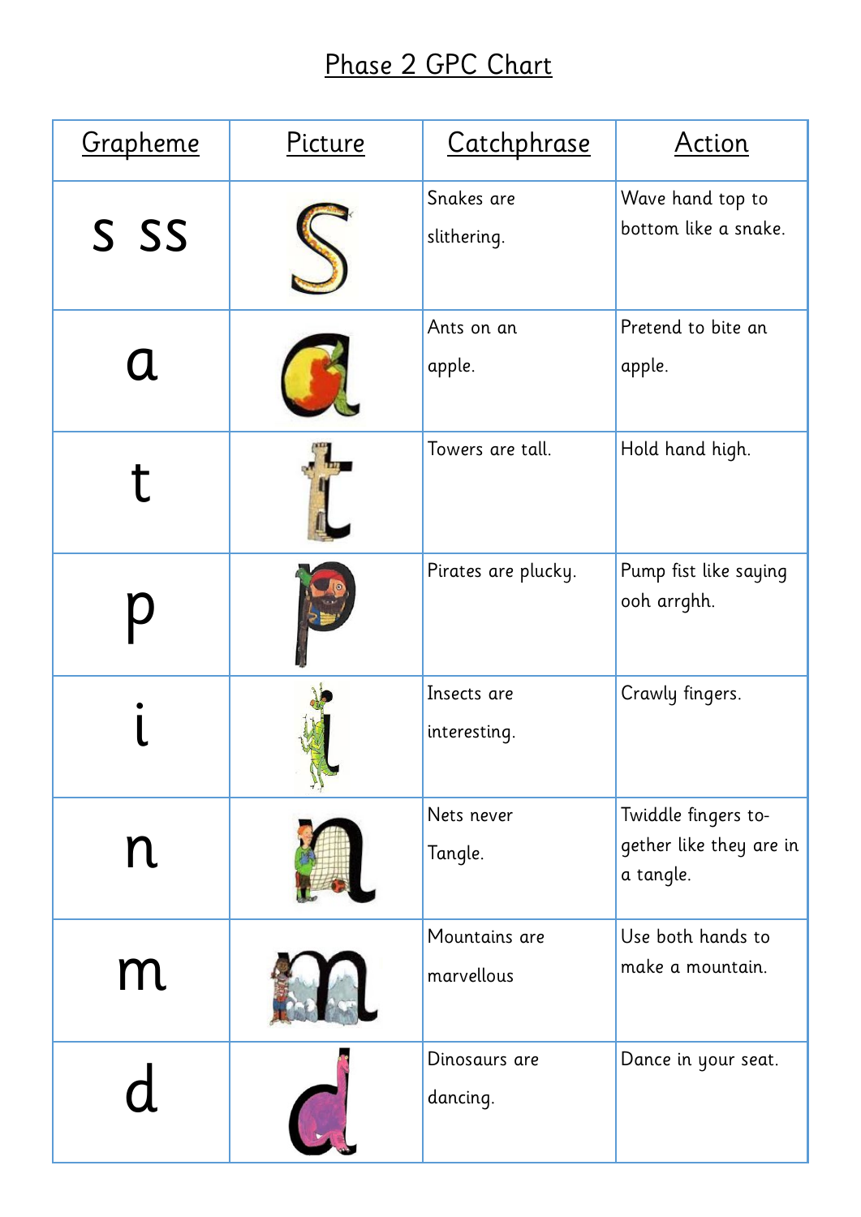# Phase 2 GPC Chart

| Grapheme | Picture | Catchphrase | Action |
|---|---|---|---|
| s ss | | Snakes are slithering. | Wave hand top to bottom like a snake. |
| a | | Ants on an apple. | Pretend to bite an apple. |
| t | | Towers are tall. | Hold hand high. |
| p | | Pirates are plucky. | Pump fist like saying ooh arrghh. |
| i | | Insects are interesting. | Crawly fingers. |
| n | | Nets never Tangle. | Twiddle fingers together like they are in a tangle. |
| m | | Mountains are marvellous | Use both hands to make a mountain. |
| d | | Dinosaurs are dancing. | Dance in your seat. |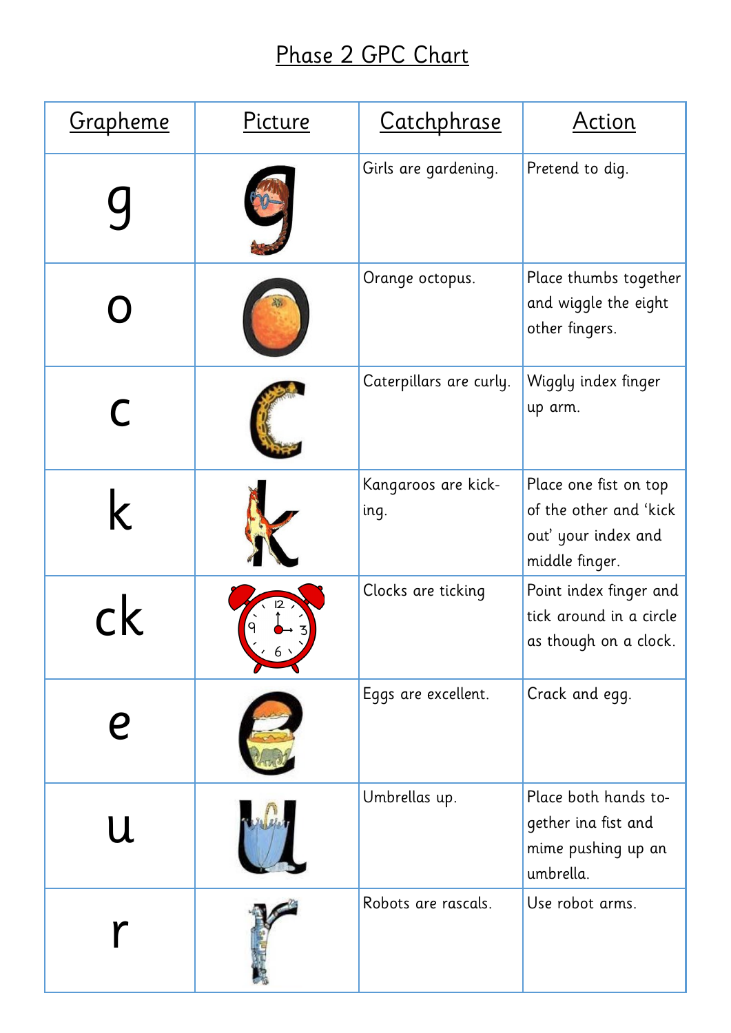# Phase 2 GPC Chart

| Grapheme | Picture | Catchphrase | Action |
| --- | --- | --- | --- |
| g | | Girls are gardening. | Pretend to dig. |
| o | | Orange octopus. | Place thumbs together and wiggle the eight other fingers. |
| c | | Caterpillars are curly. | Wiggly index finger up arm. |
| k | | Kangaroos are kick-ing. | Place one fist on top of the other and 'kick out' your index and middle finger. |
| ck | | Clocks are ticking | Point index finger and tick around in a circle as though on a clock. |
| e | | Eggs are excellent. | Crack and egg. |
| u | | Umbrellas up. | Place both hands to-gether ina fist and mime pushing up an umbrella. |
| r | | Robots are rascals. | Use robot arms. |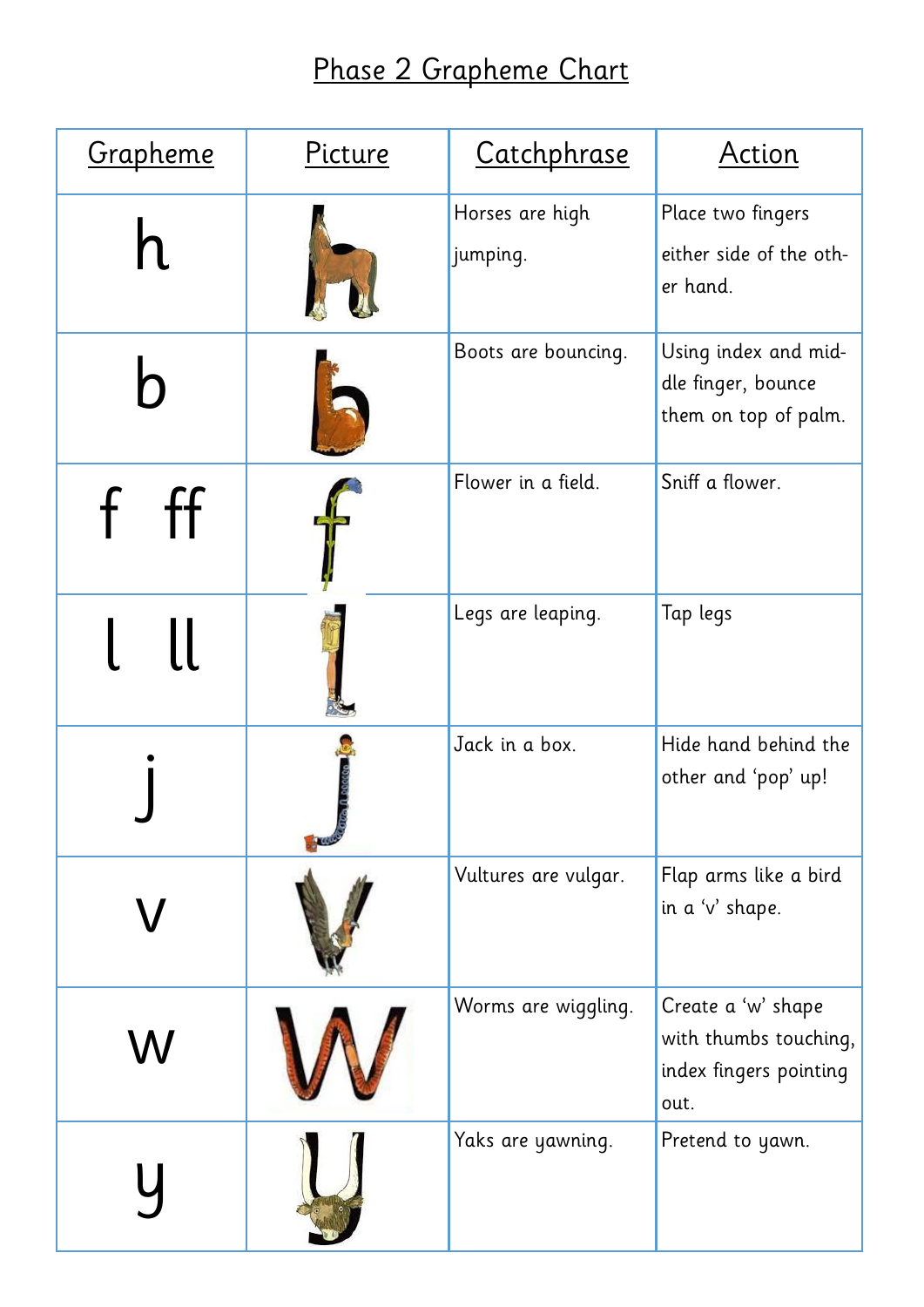# Phase 2 Grapheme Chart

| Grapheme | Picture | Catchphrase | Action |
| --- | --- | --- | --- |
| h | | Horses are high jumping. | Place two fingers either side of the other hand. |
| b | | Boots are bouncing. | Using index and middle finger, bounce them on top of palm. |
| f ff | | Flower in a field. | Sniff a flower. |
| l ll | | Legs are leaping. | Tap legs |
| j | | Jack in a box. | Hide hand behind the other and 'pop' up! |
| v | | Vultures are vulgar. | Flap arms like a bird in a 'v' shape. |
| w | | Worms are wiggling. | Create a 'w' shape with thumbs touching, index fingers pointing out. |
| y | | Yaks are yawning. | Pretend to yawn. |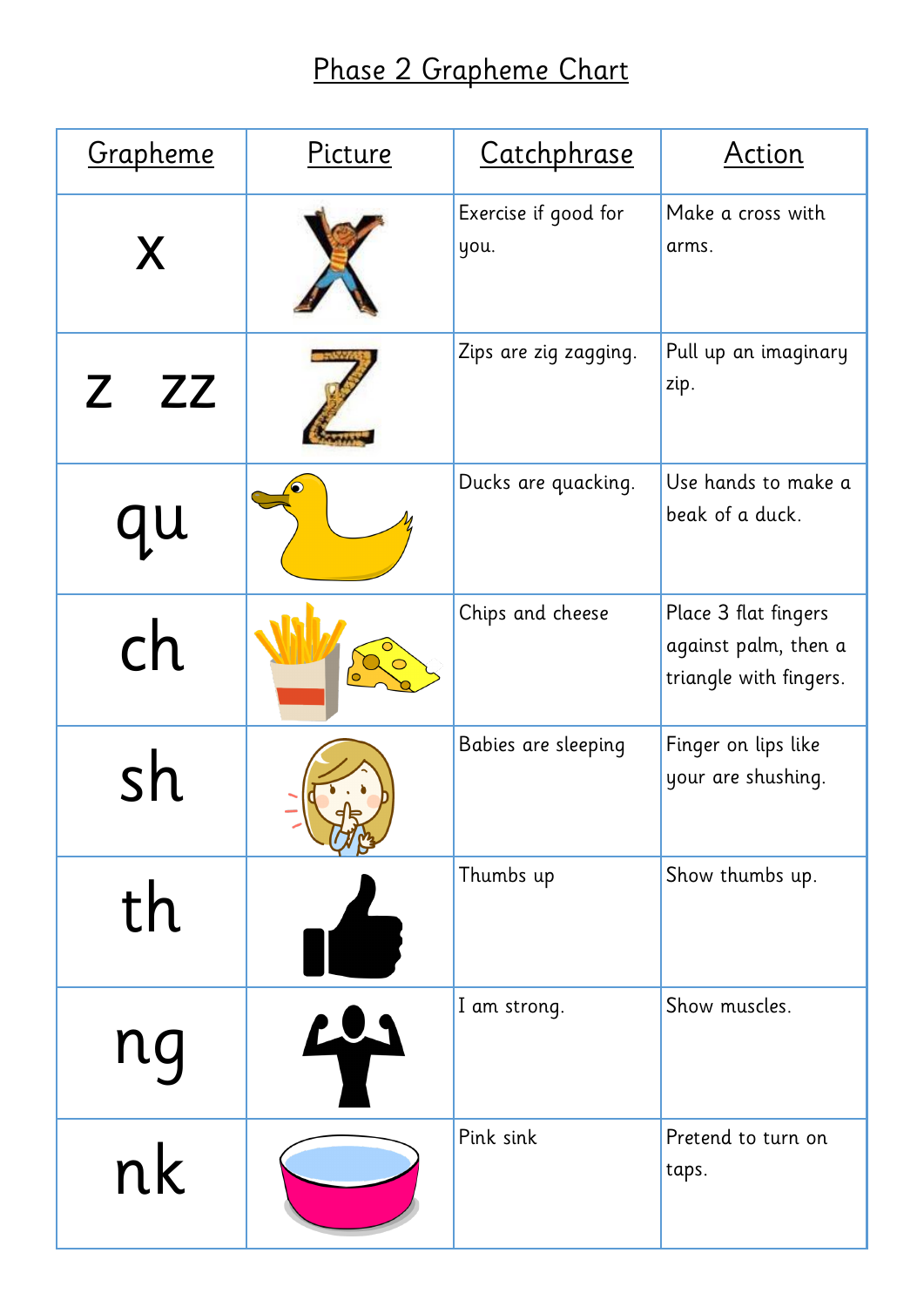# Phase 2 Grapheme Chart

| Grapheme | Picture | Catchphrase | Action |
|---|---|---|---|
| x | | Exercise if good for you. | Make a cross with arms. |
| z zz | | Zips are zig zagging. | Pull up an imaginary zip. |
| qu | | Ducks are quacking. | Use hands to make a beak of a duck. |
| ch | | Chips and cheese | Place 3 flat fingers against palm, then a triangle with fingers. |
| sh | | Babies are sleeping | Finger on lips like your are shushing. |
| th | | Thumbs up | Show thumbs up. |
| ng | | I am strong. | Show muscles. |
| nk | | Pink sink | Pretend to turn on taps. |